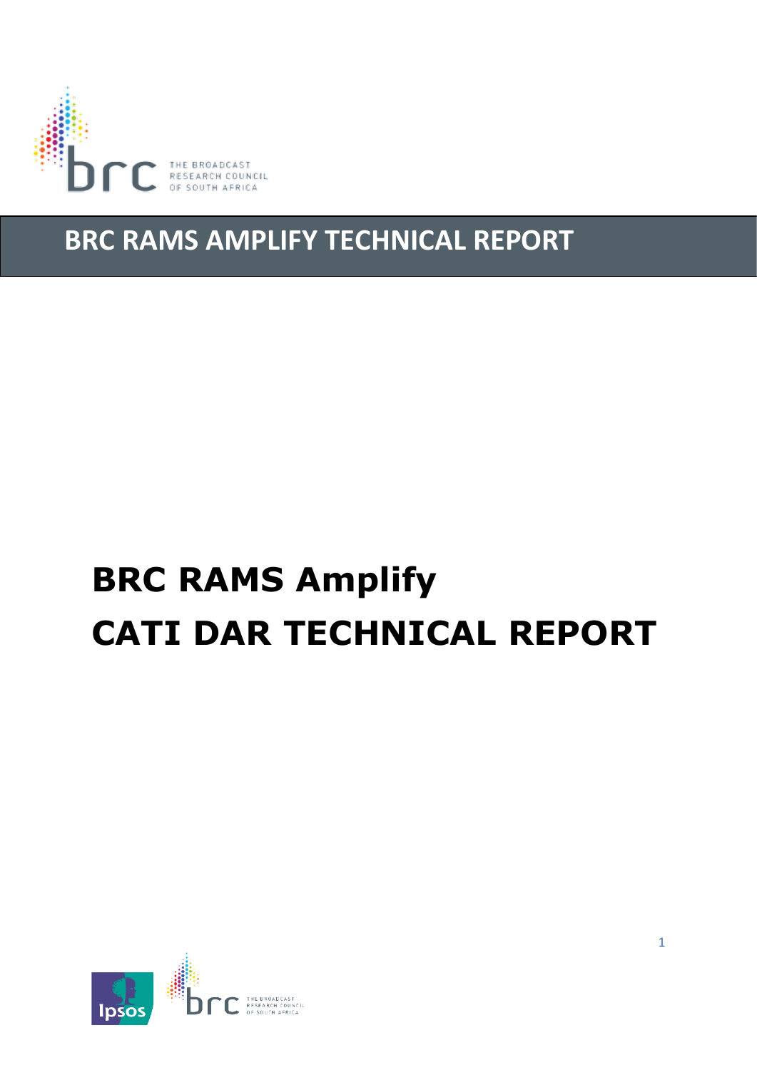THE BROADCAST RESEARCH COUNCIL OF SOUTH AFRICA

# BRC RAMS AMPLIFY TECHNICAL REPORT

# BRC RAMS Amplify
# CATI DAR TECHNICAL REPORT

Ipsos

THE BROADCAST RESEARCH COUNCIL OF SOUTH AFRICA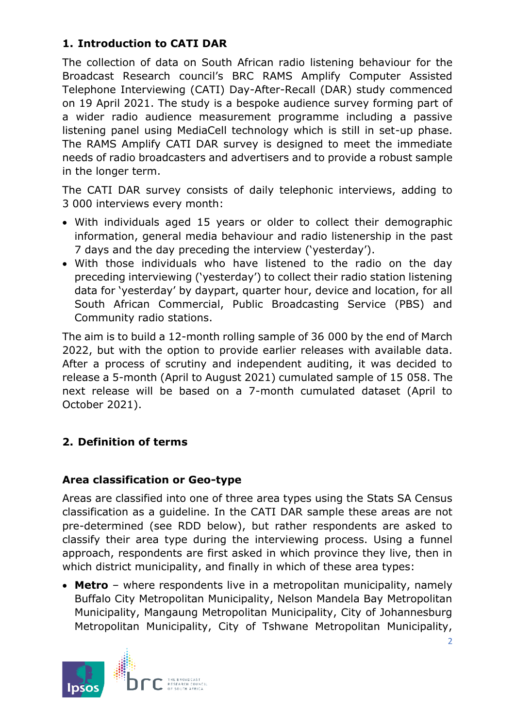## 1. Introduction to CATI DAR

The collection of data on South African radio listening behaviour for the Broadcast Research council's BRC RAMS Amplify Computer Assisted Telephone Interviewing (CATI) Day-After-Recall (DAR) study commenced on 19 April 2021. The study is a bespoke audience survey forming part of a wider radio audience measurement programme including a passive listening panel using MediaCell technology which is still in set-up phase. The RAMS Amplify CATI DAR survey is designed to meet the immediate needs of radio broadcasters and advertisers and to provide a robust sample in the longer term.

The CATI DAR survey consists of daily telephonic interviews, adding to 3 000 interviews every month:

- With individuals aged 15 years or older to collect their demographic information, general media behaviour and radio listenership in the past 7 days and the day preceding the interview ('yesterday').
- With those individuals who have listened to the radio on the day preceding interviewing ('yesterday') to collect their radio station listening data for 'yesterday' by daypart, quarter hour, device and location, for all South African Commercial, Public Broadcasting Service (PBS) and Community radio stations.

The aim is to build a 12-month rolling sample of 36 000 by the end of March 2022, but with the option to provide earlier releases with available data. After a process of scrutiny and independent auditing, it was decided to release a 5-month (April to August 2021) cumulated sample of 15 058. The next release will be based on a 7-month cumulated dataset (April to October 2021).

## 2. Definition of terms

### Area classification or Geo-type

Areas are classified into one of three area types using the Stats SA Census classification as a guideline. In the CATI DAR sample these areas are not pre-determined (see RDD below), but rather respondents are asked to classify their area type during the interviewing process. Using a funnel approach, respondents are first asked in which province they live, then in which district municipality, and finally in which of these area types:

- **Metro** – where respondents live in a metropolitan municipality, namely Buffalo City Metropolitan Municipality, Nelson Mandela Bay Metropolitan Municipality, Mangaung Metropolitan Municipality, City of Johannesburg Metropolitan Municipality, City of Tshwane Metropolitan Municipality,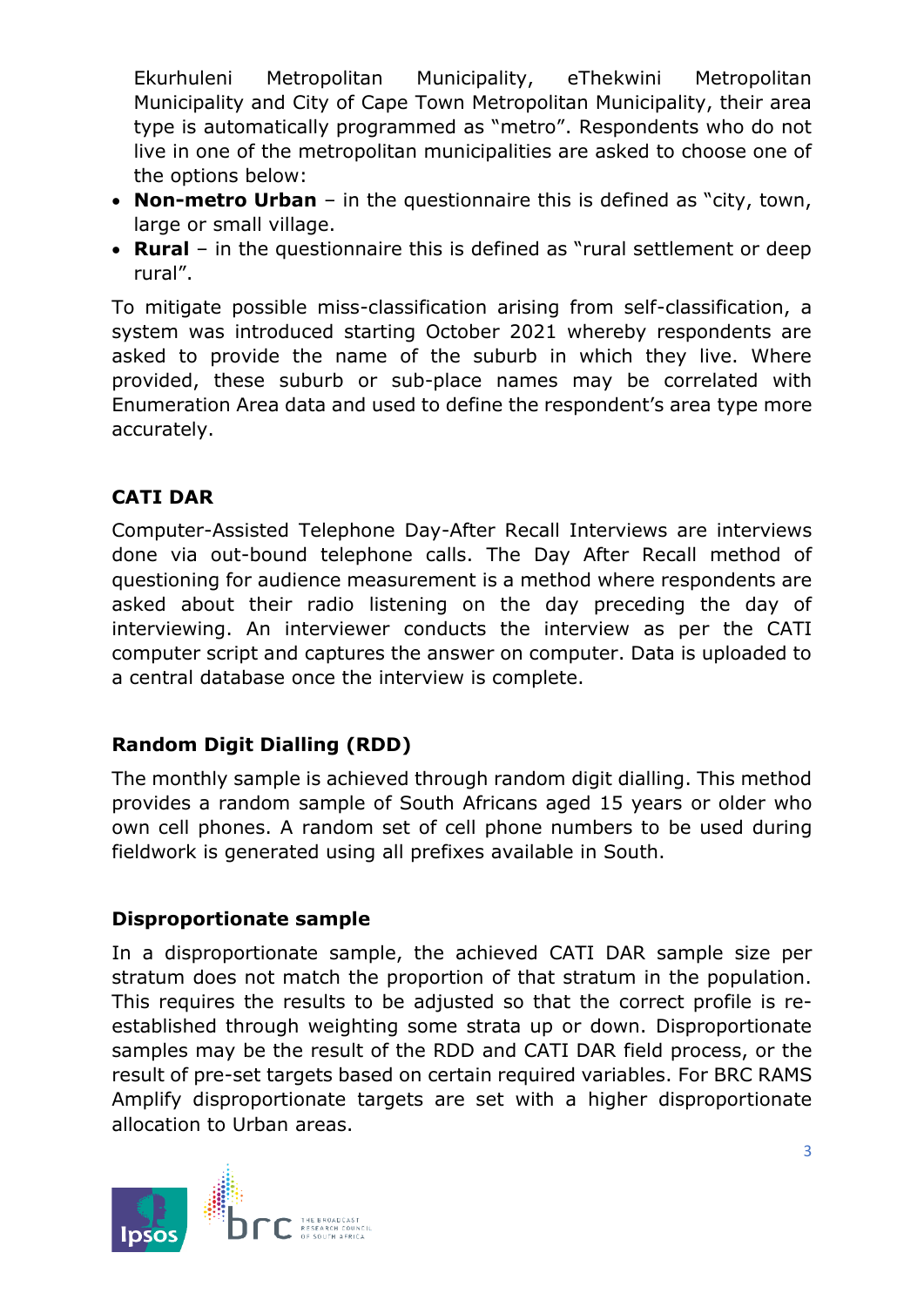Ekurhuleni Metropolitan Municipality, eThekwini Metropolitan Municipality and City of Cape Town Metropolitan Municipality, their area type is automatically programmed as "metro". Respondents who do not live in one of the metropolitan municipalities are asked to choose one of the options below:

- **Non-metro Urban** – in the questionnaire this is defined as "city, town, large or small village.
- **Rural** – in the questionnaire this is defined as "rural settlement or deep rural".

To mitigate possible miss-classification arising from self-classification, a system was introduced starting October 2021 whereby respondents are asked to provide the name of the suburb in which they live. Where provided, these suburb or sub-place names may be correlated with Enumeration Area data and used to define the respondent's area type more accurately.

### CATI DAR

Computer-Assisted Telephone Day-After Recall Interviews are interviews done via out-bound telephone calls. The Day After Recall method of questioning for audience measurement is a method where respondents are asked about their radio listening on the day preceding the day of interviewing. An interviewer conducts the interview as per the CATI computer script and captures the answer on computer. Data is uploaded to a central database once the interview is complete.

### Random Digit Dialling (RDD)

The monthly sample is achieved through random digit dialling. This method provides a random sample of South Africans aged 15 years or older who own cell phones. A random set of cell phone numbers to be used during fieldwork is generated using all prefixes available in South.

### Disproportionate sample

In a disproportionate sample, the achieved CATI DAR sample size per stratum does not match the proportion of that stratum in the population. This requires the results to be adjusted so that the correct profile is re-established through weighting some strata up or down. Disproportionate samples may be the result of the RDD and CATI DAR field process, or the result of pre-set targets based on certain required variables. For BRC RAMS Amplify disproportionate targets are set with a higher disproportionate allocation to Urban areas.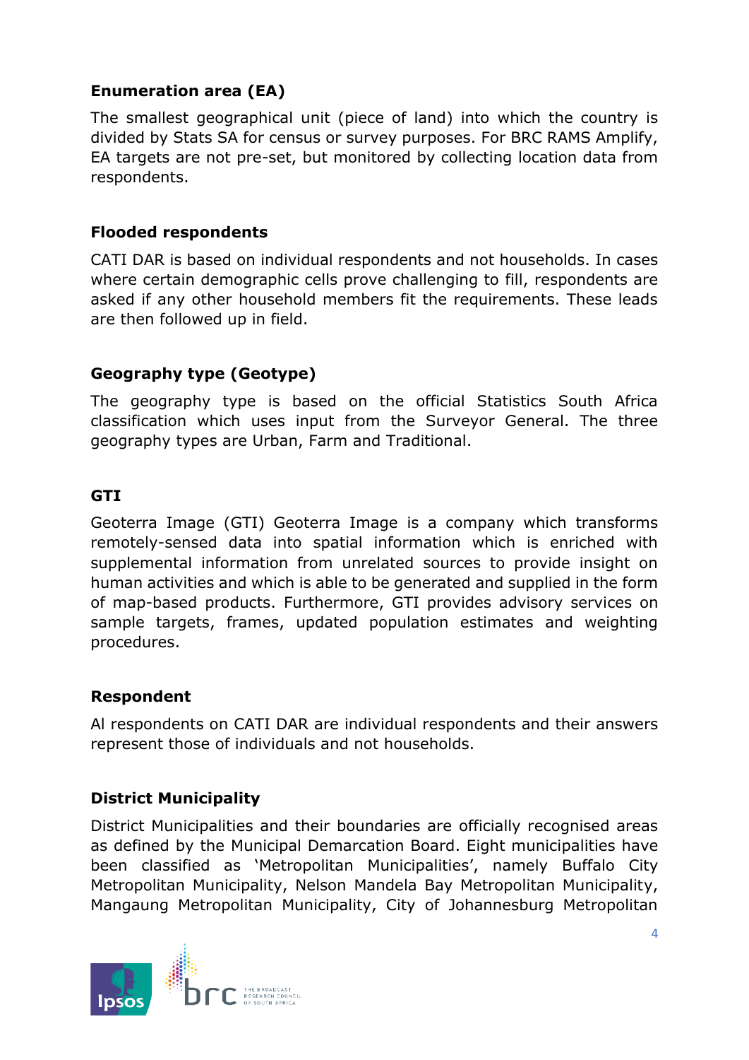### Enumeration area (EA)

The smallest geographical unit (piece of land) into which the country is divided by Stats SA for census or survey purposes. For BRC RAMS Amplify, EA targets are not pre-set, but monitored by collecting location data from respondents.

### Flooded respondents

CATI DAR is based on individual respondents and not households. In cases where certain demographic cells prove challenging to fill, respondents are asked if any other household members fit the requirements. These leads are then followed up in field.

### Geography type (Geotype)

The geography type is based on the official Statistics South Africa classification which uses input from the Surveyor General. The three geography types are Urban, Farm and Traditional.

### GTI

Geoterra Image (GTI) Geoterra Image is a company which transforms remotely-sensed data into spatial information which is enriched with supplemental information from unrelated sources to provide insight on human activities and which is able to be generated and supplied in the form of map-based products. Furthermore, GTI provides advisory services on sample targets, frames, updated population estimates and weighting procedures.

### Respondent

Al respondents on CATI DAR are individual respondents and their answers represent those of individuals and not households.

### District Municipality

District Municipalities and their boundaries are officially recognised areas as defined by the Municipal Demarcation Board. Eight municipalities have been classified as 'Metropolitan Municipalities', namely Buffalo City Metropolitan Municipality, Nelson Mandela Bay Metropolitan Municipality, Mangaung Metropolitan Municipality, City of Johannesburg Metropolitan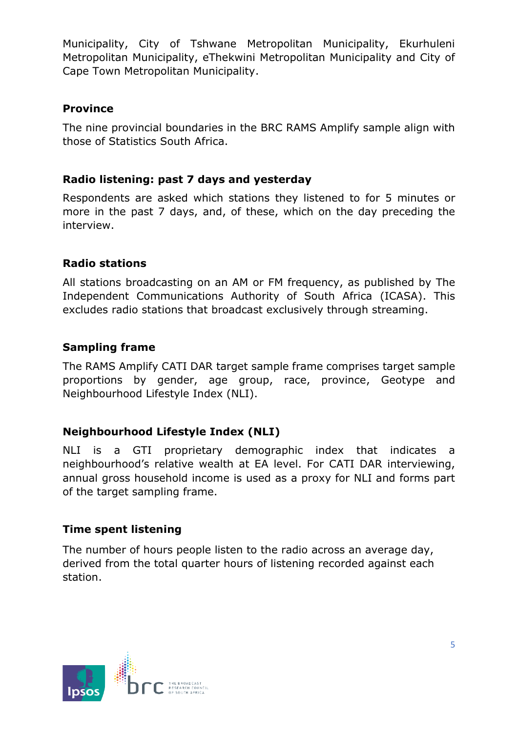Municipality, City of Tshwane Metropolitan Municipality, Ekurhuleni Metropolitan Municipality, eThekwini Metropolitan Municipality and City of Cape Town Metropolitan Municipality.

**Province**

The nine provincial boundaries in the BRC RAMS Amplify sample align with those of Statistics South Africa.

**Radio listening: past 7 days and yesterday**

Respondents are asked which stations they listened to for 5 minutes or more in the past 7 days, and, of these, which on the day preceding the interview.

**Radio stations**

All stations broadcasting on an AM or FM frequency, as published by The Independent Communications Authority of South Africa (ICASA). This excludes radio stations that broadcast exclusively through streaming.

**Sampling frame**

The RAMS Amplify CATI DAR target sample frame comprises target sample proportions by gender, age group, race, province, Geotype and Neighbourhood Lifestyle Index (NLI).

**Neighbourhood Lifestyle Index (NLI)**

NLI is a GTI proprietary demographic index that indicates a neighbourhood's relative wealth at EA level. For CATI DAR interviewing, annual gross household income is used as a proxy for NLI and forms part of the target sampling frame.

**Time spent listening**

The number of hours people listen to the radio across an average day, derived from the total quarter hours of listening recorded against each station.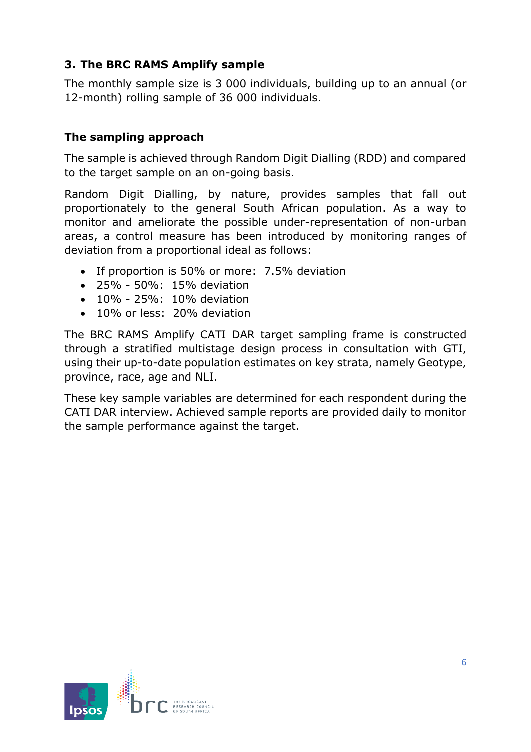## 3. The BRC RAMS Amplify sample

The monthly sample size is 3 000 individuals, building up to an annual (or 12-month) rolling sample of 36 000 individuals.

### The sampling approach

The sample is achieved through Random Digit Dialling (RDD) and compared to the target sample on an on-going basis.

Random Digit Dialling, by nature, provides samples that fall out proportionately to the general South African population. As a way to monitor and ameliorate the possible under-representation of non-urban areas, a control measure has been introduced by monitoring ranges of deviation from a proportional ideal as follows:

- If proportion is 50% or more: 7.5% deviation
- 25% - 50%: 15% deviation
- 10% - 25%: 10% deviation
- 10% or less: 20% deviation

The BRC RAMS Amplify CATI DAR target sampling frame is constructed through a stratified multistage design process in consultation with GTI, using their up-to-date population estimates on key strata, namely Geotype, province, race, age and NLI.

These key sample variables are determined for each respondent during the CATI DAR interview. Achieved sample reports are provided daily to monitor the sample performance against the target.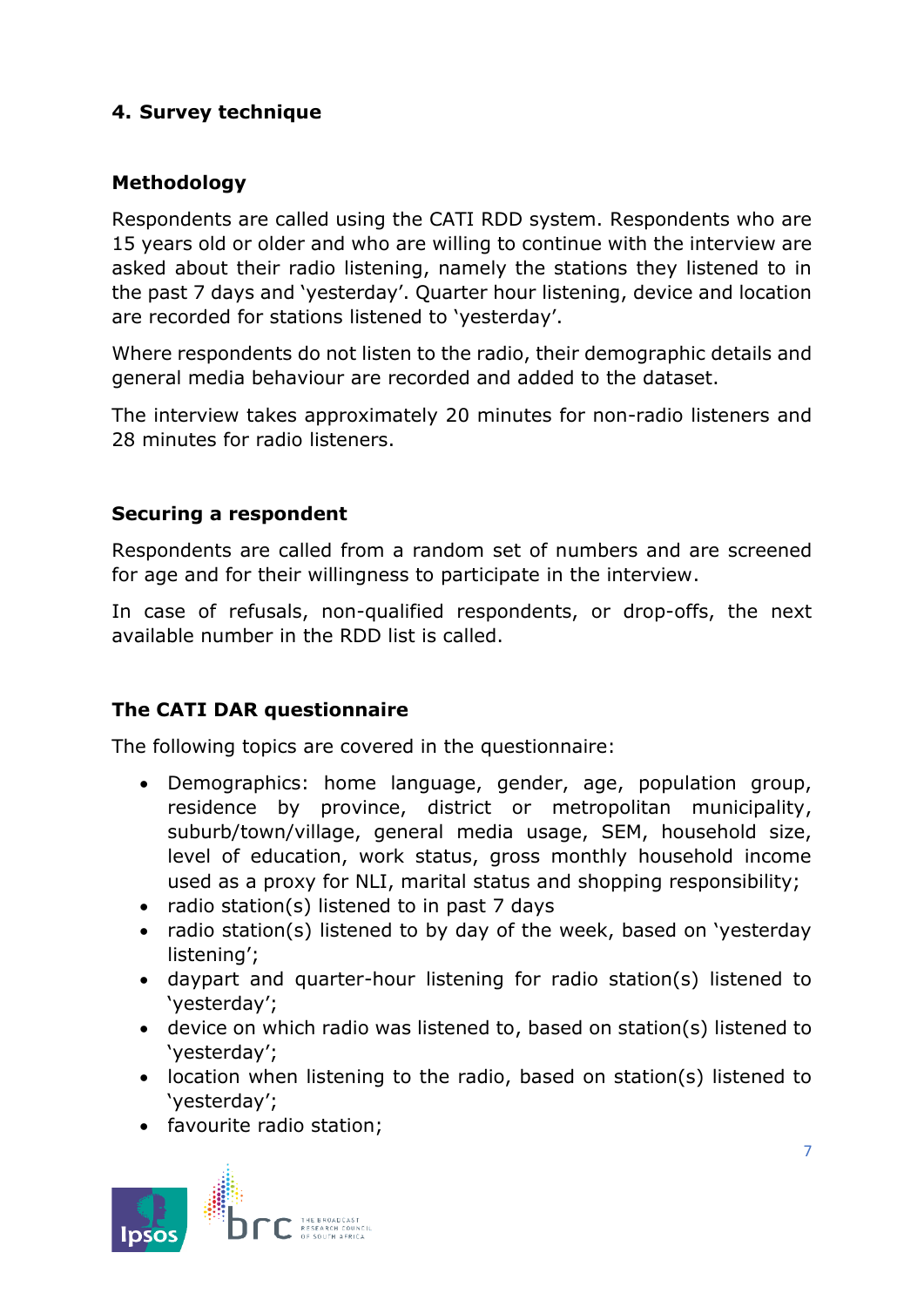## 4. Survey technique

### Methodology

Respondents are called using the CATI RDD system. Respondents who are 15 years old or older and who are willing to continue with the interview are asked about their radio listening, namely the stations they listened to in the past 7 days and 'yesterday'. Quarter hour listening, device and location are recorded for stations listened to 'yesterday'.

Where respondents do not listen to the radio, their demographic details and general media behaviour are recorded and added to the dataset.

The interview takes approximately 20 minutes for non-radio listeners and 28 minutes for radio listeners.

### Securing a respondent

Respondents are called from a random set of numbers and are screened for age and for their willingness to participate in the interview.

In case of refusals, non-qualified respondents, or drop-offs, the next available number in the RDD list is called.

### The CATI DAR questionnaire

The following topics are covered in the questionnaire:

- Demographics: home language, gender, age, population group, residence by province, district or metropolitan municipality, suburb/town/village, general media usage, SEM, household size, level of education, work status, gross monthly household income used as a proxy for NLI, marital status and shopping responsibility;
- radio station(s) listened to in past 7 days
- radio station(s) listened to by day of the week, based on 'yesterday listening';
- daypart and quarter-hour listening for radio station(s) listened to 'yesterday';
- device on which radio was listened to, based on station(s) listened to 'yesterday';
- location when listening to the radio, based on station(s) listened to 'yesterday';
- favourite radio station;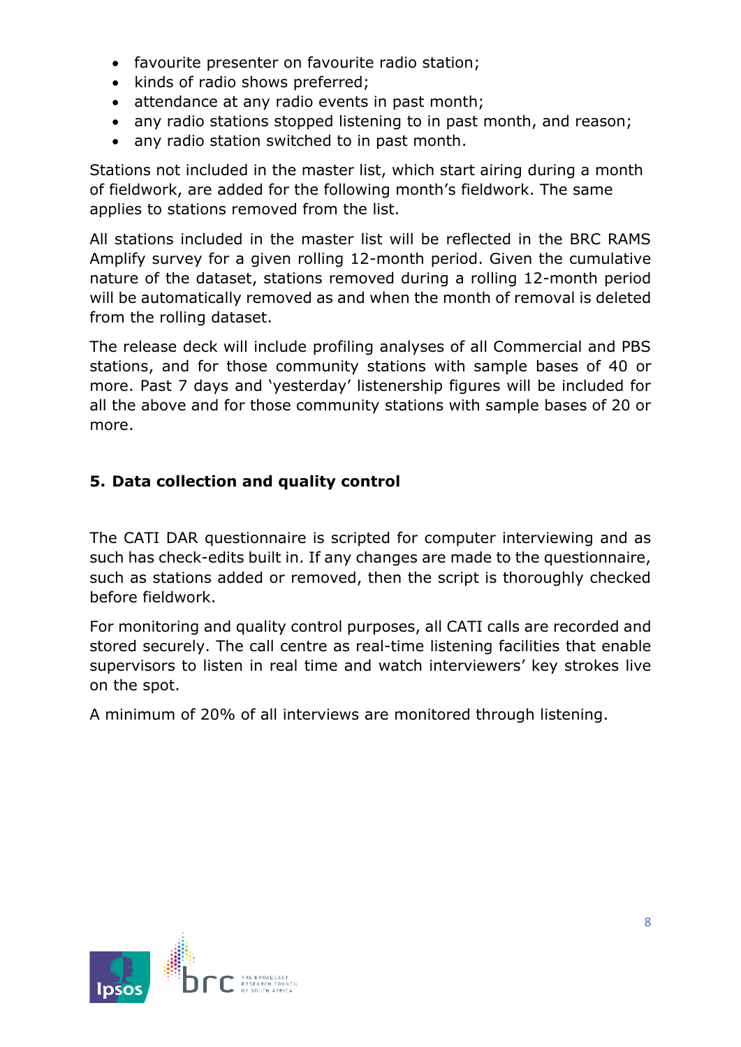- favourite presenter on favourite radio station;
- kinds of radio shows preferred;
- attendance at any radio events in past month;
- any radio stations stopped listening to in past month, and reason;
- any radio station switched to in past month.

Stations not included in the master list, which start airing during a month of fieldwork, are added for the following month's fieldwork. The same applies to stations removed from the list.

All stations included in the master list will be reflected in the BRC RAMS Amplify survey for a given rolling 12-month period. Given the cumulative nature of the dataset, stations removed during a rolling 12-month period will be automatically removed as and when the month of removal is deleted from the rolling dataset.

The release deck will include profiling analyses of all Commercial and PBS stations, and for those community stations with sample bases of 40 or more. Past 7 days and 'yesterday' listenership figures will be included for all the above and for those community stations with sample bases of 20 or more.

## 5. Data collection and quality control

The CATI DAR questionnaire is scripted for computer interviewing and as such has check-edits built in. If any changes are made to the questionnaire, such as stations added or removed, then the script is thoroughly checked before fieldwork.

For monitoring and quality control purposes, all CATI calls are recorded and stored securely. The call centre as real-time listening facilities that enable supervisors to listen in real time and watch interviewers' key strokes live on the spot.

A minimum of 20% of all interviews are monitored through listening.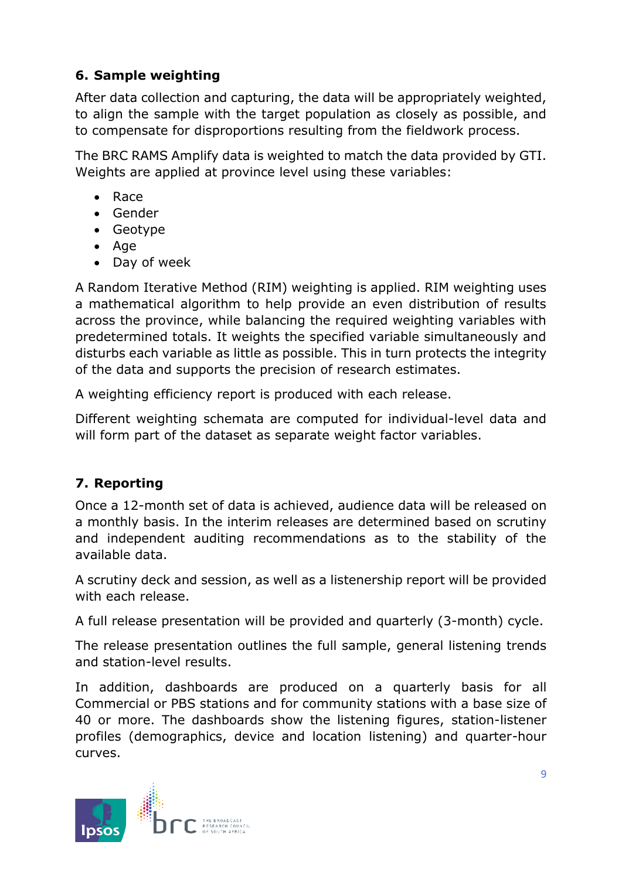## 6. Sample weighting

After data collection and capturing, the data will be appropriately weighted, to align the sample with the target population as closely as possible, and to compensate for disproportions resulting from the fieldwork process.

The BRC RAMS Amplify data is weighted to match the data provided by GTI. Weights are applied at province level using these variables:

- Race
- Gender
- Geotype
- Age
- Day of week

A Random Iterative Method (RIM) weighting is applied. RIM weighting uses a mathematical algorithm to help provide an even distribution of results across the province, while balancing the required weighting variables with predetermined totals. It weights the specified variable simultaneously and disturbs each variable as little as possible. This in turn protects the integrity of the data and supports the precision of research estimates.

A weighting efficiency report is produced with each release.

Different weighting schemata are computed for individual-level data and will form part of the dataset as separate weight factor variables.

## 7. Reporting

Once a 12-month set of data is achieved, audience data will be released on a monthly basis. In the interim releases are determined based on scrutiny and independent auditing recommendations as to the stability of the available data.

A scrutiny deck and session, as well as a listenership report will be provided with each release.

A full release presentation will be provided and quarterly (3-month) cycle.

The release presentation outlines the full sample, general listening trends and station-level results.

In addition, dashboards are produced on a quarterly basis for all Commercial or PBS stations and for community stations with a base size of 40 or more. The dashboards show the listening figures, station-listener profiles (demographics, device and location listening) and quarter-hour curves.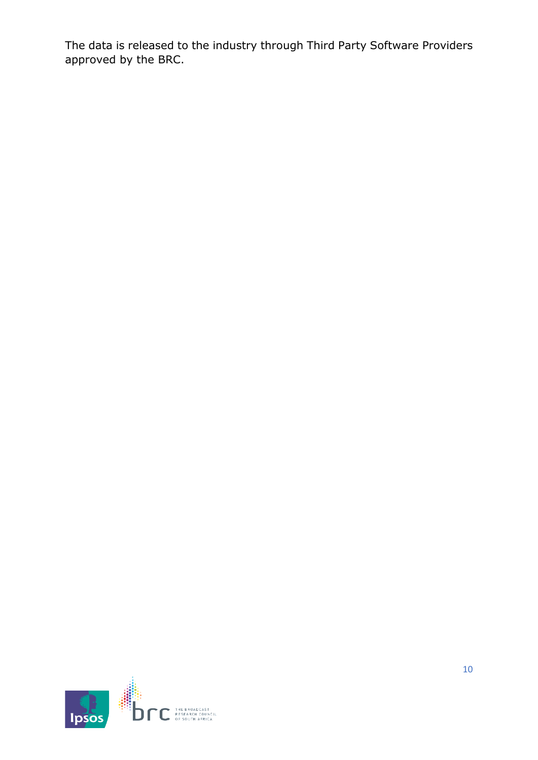The data is released to the industry through Third Party Software Providers approved by the BRC.